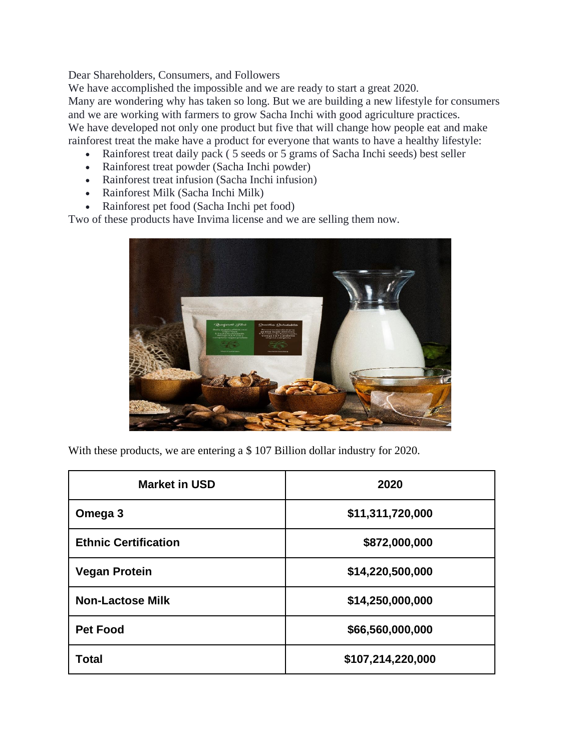Dear Shareholders, Consumers, and Followers

We have accomplished the impossible and we are ready to start a great 2020.

Many are wondering why has taken so long. But we are building a new lifestyle for consumers and we are working with farmers to grow Sacha Inchi with good agriculture practices.

We have developed not only one product but five that will change how people eat and make rainforest treat the make have a product for everyone that wants to have a healthy lifestyle:

- Rainforest treat daily pack ( 5 seeds or 5 grams of Sacha Inchi seeds) best seller
- Rainforest treat powder (Sacha Inchi powder)
- Rainforest treat infusion (Sacha Inchi infusion)
- Rainforest Milk (Sacha Inchi Milk)
- Rainforest pet food (Sacha Inchi pet food)

Two of these products have Invima license and we are selling them now.

With these products, we are entering a $ 107 Billion dollar industry for 2020.

| Market in USD | 2020 |
|---|---|
| **Omega 3** | **$11,311,720,000** |
| **Ethnic Certification** | **$872,000,000** |
| **Vegan Protein** | **$14,220,500,000** |
| **Non-Lactose Milk** | **$14,250,000,000** |
| **Pet Food** | **$66,560,000,000** |
| **Total** | **$107,214,220,000** |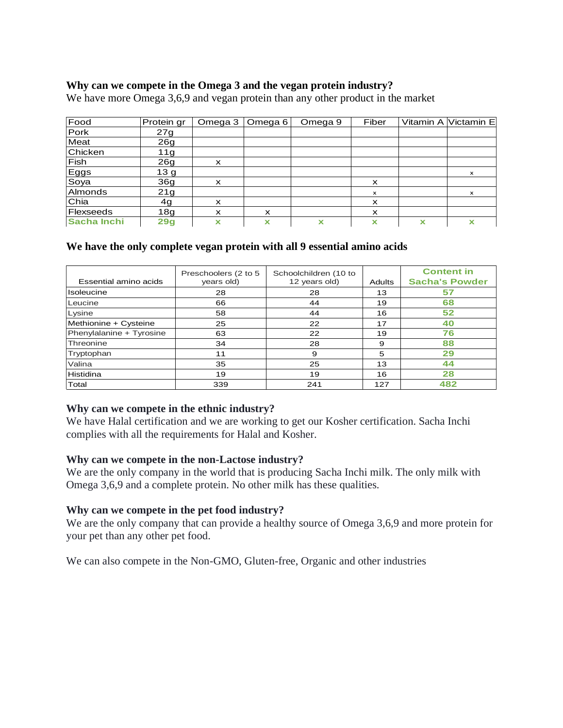### Why can we compete in the Omega 3 and the vegan protein industry?

We have more Omega 3,6,9 and vegan protein than any other product in the market

| Food | Protein gr | Omega 3 | Omega 6 | Omega 9 | Fiber | Vitamin A | Victamin E |
|---|---|---|---|---|---|---|---|
| Pork | 27g | | | | | | |
| Meat | 26g | | | | | | |
| Chicken | 11g | | | | | | |
| Fish | 26g | x | | | | | |
| Eggs | 13 g | | | | | | x |
| Soya | 36g | x | | | x | | |
| Almonds | 21g | | | | x | | x |
| Chia | 4g | x | | | x | | |
| Flexseeds | 18g | x | x | | x | | |
| **Sacha Inchi** | **29g** | **x** | **x** | **x** | **x** | **x** | **x** |

### We have the only complete vegan protein with all 9 essential amino acids

| Essential amino acids | Preschoolers (2 to 5 years old) | Schoolchildren (10 to 12 years old) | Adults | **Content in Sacha's Powder** |
|---|---|---|---|---|
| Isoleucine | 28 | 28 | 13 | **57** |
| Leucine | 66 | 44 | 19 | **68** |
| Lysine | 58 | 44 | 16 | **52** |
| Methionine + Cysteine | 25 | 22 | 17 | **40** |
| Phenylalanine + Tyrosine | 63 | 22 | 19 | **76** |
| Threonine | 34 | 28 | 9 | **88** |
| Tryptophan | 11 | 9 | 5 | **29** |
| Valina | 35 | 25 | 13 | **44** |
| Histidina | 19 | 19 | 16 | **28** |
| Total | 339 | 241 | 127 | **482** |

### Why can we compete in the ethnic industry?

We have Halal certification and we are working to get our Kosher certification. Sacha Inchi complies with all the requirements for Halal and Kosher.

### Why can we compete in the non-Lactose industry?

We are the only company in the world that is producing Sacha Inchi milk. The only milk with Omega 3,6,9 and a complete protein. No other milk has these qualities.

### Why can we compete in the pet food industry?

We are the only company that can provide a healthy source of Omega 3,6,9 and more protein for your pet than any other pet food.

We can also compete in the Non-GMO, Gluten-free, Organic and other industries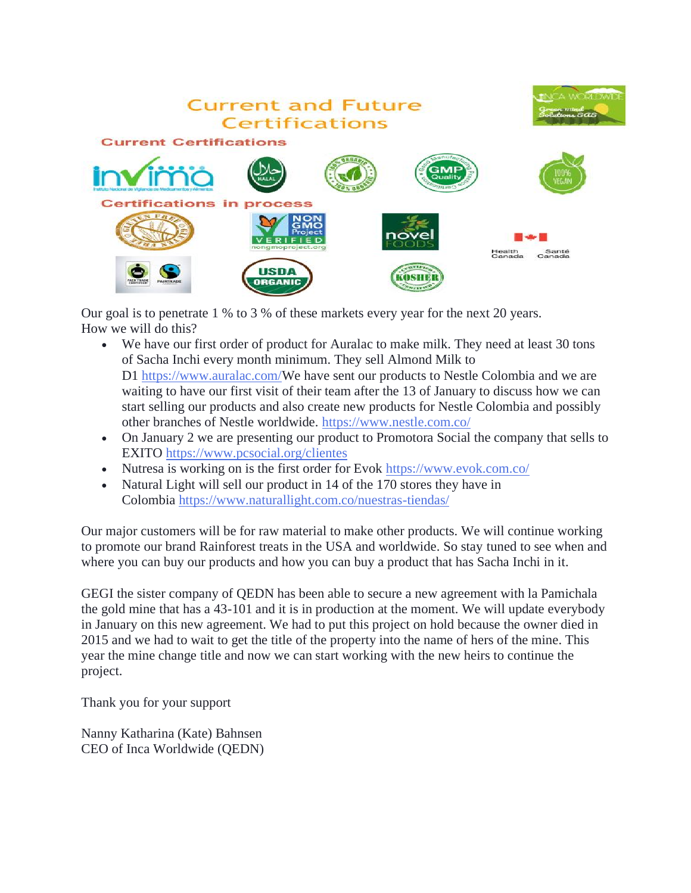## Current and Future Certifications

### Current Certifications

### Certifications in process

Our goal is to penetrate 1 % to 3 % of these markets every year for the next 20 years.
How we will do this?

- We have our first order of product for Auralac to make milk. They need at least 30 tons of Sacha Inchi every month minimum. They sell Almond Milk to D1 https://www.auralac.com/We have sent our products to Nestle Colombia and we are waiting to have our first visit of their team after the 13 of January to discuss how we can start selling our products and also create new products for Nestle Colombia and possibly other branches of Nestle worldwide. https://www.nestle.com.co/
- On January 2 we are presenting our product to Promotora Social the company that sells to EXITO https://www.pcsocial.org/clientes
- Nutresa is working on is the first order for Evok https://www.evok.com.co/
- Natural Light will sell our product in 14 of the 170 stores they have in Colombia https://www.naturallight.com.co/nuestras-tiendas/

Our major customers will be for raw material to make other products. We will continue working to promote our brand Rainforest treats in the USA and worldwide. So stay tuned to see when and where you can buy our products and how you can buy a product that has Sacha Inchi in it.

GEGI the sister company of QEDN has been able to secure a new agreement with la Pamichala the gold mine that has a 43-101 and it is in production at the moment. We will update everybody in January on this new agreement. We had to put this project on hold because the owner died in 2015 and we had to wait to get the title of the property into the name of hers of the mine. This year the mine change title and now we can start working with the new heirs to continue the project.

Thank you for your support

Nanny Katharina (Kate) Bahnsen
CEO of Inca Worldwide (QEDN)